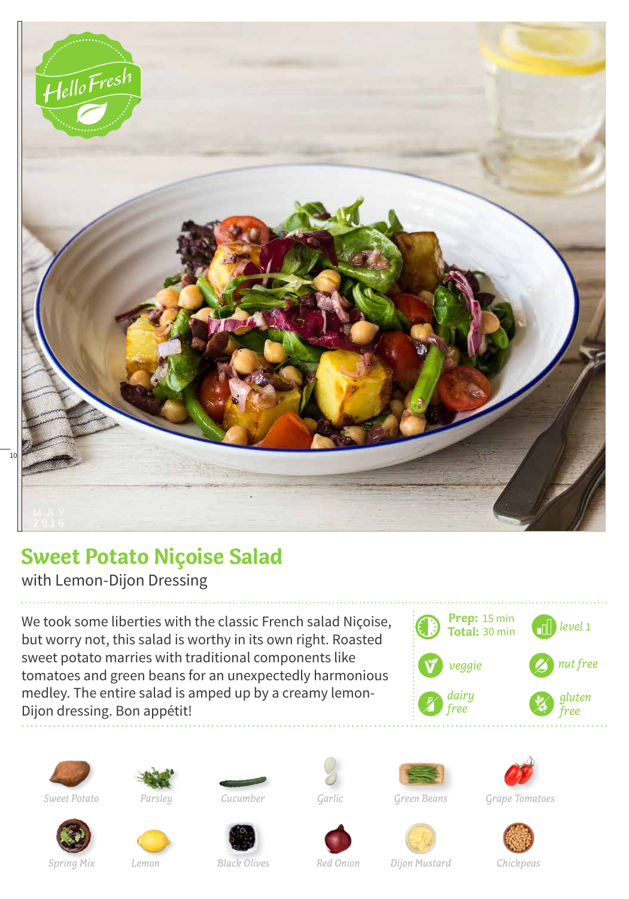# Sweet Potato Niçoise Salad

with Lemon-Dijon Dressing

We took some liberties with the classic French salad Niçoise, but worry not, this salad is worthy in its own right. Roasted sweet potato marries with traditional components like tomatoes and green beans for an unexpectedly harmonious medley. The entire salad is amped up by a creamy lemon-Dijon dressing. Bon appétit!

**Prep:** 15 min
**Total:** 30 min

*level* 1

*veggie*

*nut free*

*dairy free*

*gluten free*

- Sweet Potato
- Parsley
- Cucumber
- Garlic
- Green Beans
- Grape Tomatoes
- Spring Mix
- Lemon
- Black Olives
- Red Onion
- Dijon Mustard
- Chickpeas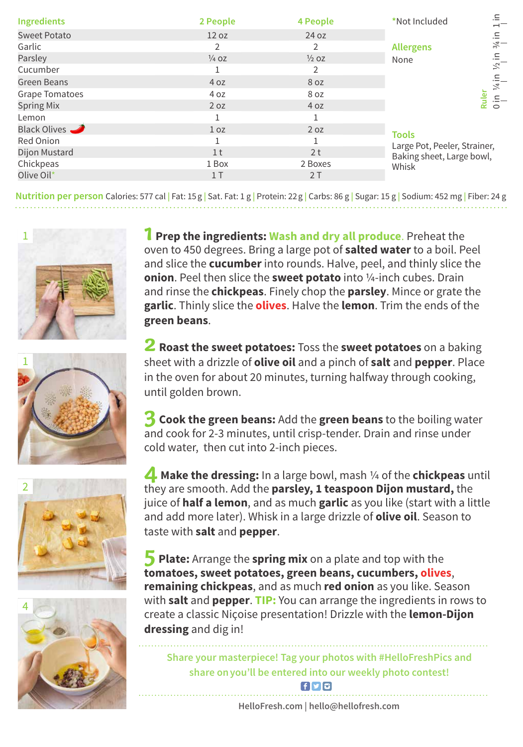| Ingredients | 2 People | 4 People |
|---|---|---|
| Sweet Potato | 12 oz | 24 oz |
| Garlic | 2 | 2 |
| Parsley | ¼ oz | ½ oz |
| Cucumber | 1 | 2 |
| Green Beans | 4 oz | 8 oz |
| Grape Tomatoes | 4 oz | 8 oz |
| Spring Mix | 2 oz | 4 oz |
| Lemon | 1 | 1 |
| Black Olives 🌶 | 1 oz | 2 oz |
| Red Onion | 1 | 1 |
| Dijon Mustard | 1 t | 2 t |
| Chickpeas | 1 Box | 2 Boxes |
| Olive Oil* | 1 T | 2 T |

*Not Included

**Allergens**
None

**Tools**
Large Pot, Peeler, Strainer, Baking sheet, Large bowl, Whisk

Ruler: 0 in | ¼ in | ½ in | ¾ in | 1 in

**Nutrition per person** Calories: 577 cal | Fat: 15 g | Sat. Fat: 1 g | Protein: 22 g | Carbs: 86 g | Sugar: 15 g | Sodium: 452 mg | Fiber: 24 g

**1 Prep the ingredients: Wash and dry all produce.** Preheat the oven to 450 degrees. Bring a large pot of **salted water** to a boil. Peel and slice the **cucumber** into rounds. Halve, peel, and thinly slice the **onion**. Peel then slice the **sweet potato** into ¼-inch cubes. Drain and rinse the **chickpeas**. Finely chop the **parsley**. Mince or grate the **garlic**. Thinly slice the **olives**. Halve the **lemon**. Trim the ends of the **green beans**.

**2 Roast the sweet potatoes:** Toss the **sweet potatoes** on a baking sheet with a drizzle of **olive oil** and a pinch of **salt** and **pepper**. Place in the oven for about 20 minutes, turning halfway through cooking, until golden brown.

**3 Cook the green beans:** Add the **green beans** to the boiling water and cook for 2-3 minutes, until crisp-tender. Drain and rinse under cold water, then cut into 2-inch pieces.

**4 Make the dressing:** In a large bowl, mash ¼ of the **chickpeas** until they are smooth. Add the **parsley, 1 teaspoon Dijon mustard,** the juice of **half a lemon**, and as much **garlic** as you like (start with a little and add more later). Whisk in a large drizzle of **olive oil**. Season to taste with **salt** and **pepper**.

**5 Plate:** Arrange the **spring mix** on a plate and top with the **tomatoes, sweet potatoes, green beans, cucumbers, olives, remaining chickpeas**, and as much **red onion** as you like. Season with **salt** and **pepper**. **TIP:** You can arrange the ingredients in rows to create a classic Niçoise presentation! Drizzle with the **lemon-Dijon dressing** and dig in!

Share your masterpiece! Tag your photos with #HelloFreshPics and share on you'll be entered into our weekly photo contest!

HelloFresh.com | hello@hellofresh.com